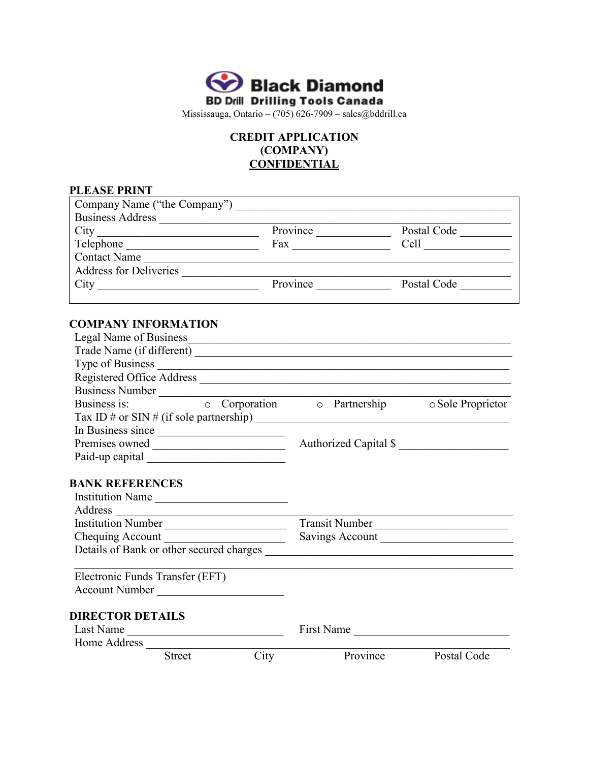**Black Diamond**

**BD Drill Drilling Tools Canada**

Mississauga, Ontario – (705) 626-7909 – sales@bddrill.ca

**CREDIT APPLICATION**
**(COMPANY)**
**<u>CONFIDENTIAL</u>**

**PLEASE PRINT**

Company Name ("the Company") ____________________________________________

Business Address ____________________________________________

City ______________________ Province ____________ Postal Code ________

Telephone ______________________ Fax ______________ Cell ______________

Contact Name ____________________________________________

Address for Deliveries ____________________________________________

City ______________________ Province ____________ Postal Code ________

**COMPANY INFORMATION**

Legal Name of Business ____________________________________________

Trade Name (if different) ____________________________________________

Type of Business ____________________________________________

Registered Office Address ____________________________________________

Business Number ____________________________________________

Business is: ○ Corporation ○ Partnership ○ Sole Proprietor

Tax ID # or SIN # (if sole partnership) ____________________________________________

In Business since ______________________

Premises owned ______________________ Authorized Capital $ ________________

Paid-up capital ______________________

**BANK REFERENCES**

Institution Name ______________________

Address ____________________________________________

Institution Number ______________________ Transit Number ______________________

Chequing Account ______________________ Savings Account ______________________

Details of Bank or other secured charges ____________________________________________

____________________________________________

Electronic Funds Transfer (EFT)

Account Number ______________________

**DIRECTOR DETAILS**

Last Name ______________________ First Name ______________________

Home Address ____________________________________________

Street City Province Postal Code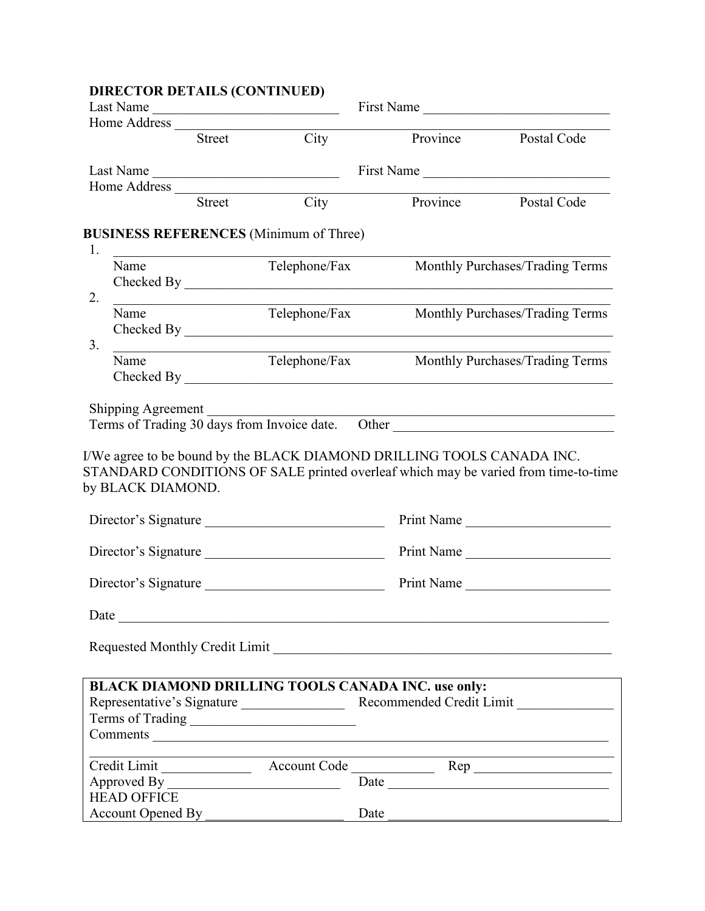**DIRECTOR DETAILS (CONTINUED)**

Last Name ____________________________ First Name ____________________________

Home Address ________________________________________________________________

Street City Province Postal Code

Last Name ____________________________ First Name ____________________________

Home Address ________________________________________________________________

Street City Province Postal Code

**BUSINESS REFERENCES** (Minimum of Three)

1. ______________________________________________________________________

   Name Telephone/Fax Monthly Purchases/Trading Terms

   Checked By _________________________________________________________________

2. ______________________________________________________________________

   Name Telephone/Fax Monthly Purchases/Trading Terms

   Checked By _________________________________________________________________

3. ______________________________________________________________________

   Name Telephone/Fax Monthly Purchases/Trading Terms

   Checked By _________________________________________________________________

Shipping Agreement ___________________________________________________________

Terms of Trading 30 days from Invoice date. Other _________________________________

I/We agree to be bound by the BLACK DIAMOND DRILLING TOOLS CANADA INC. STANDARD CONDITIONS OF SALE printed overleaf which may be varied from time-to-time by BLACK DIAMOND.

Director's Signature ___________________________ Print Name _____________________

Director's Signature ___________________________ Print Name _____________________

Director's Signature ___________________________ Print Name _____________________

Date ________________________________________________________________________

Requested Monthly Credit Limit _______________________________________________

**BLACK DIAMOND DRILLING TOOLS CANADA INC. use only:**

Representative's Signature _______________ Recommended Credit Limit ______________

Terms of Trading ________________________

Comments ___________________________________________________________________

_____________________________________________________________________________

Credit Limit _____________ Account Code ____________ Rep ____________________

Approved By _________________________ Date _________________________________

HEAD OFFICE

Account Opened By _____________________ Date _________________________________